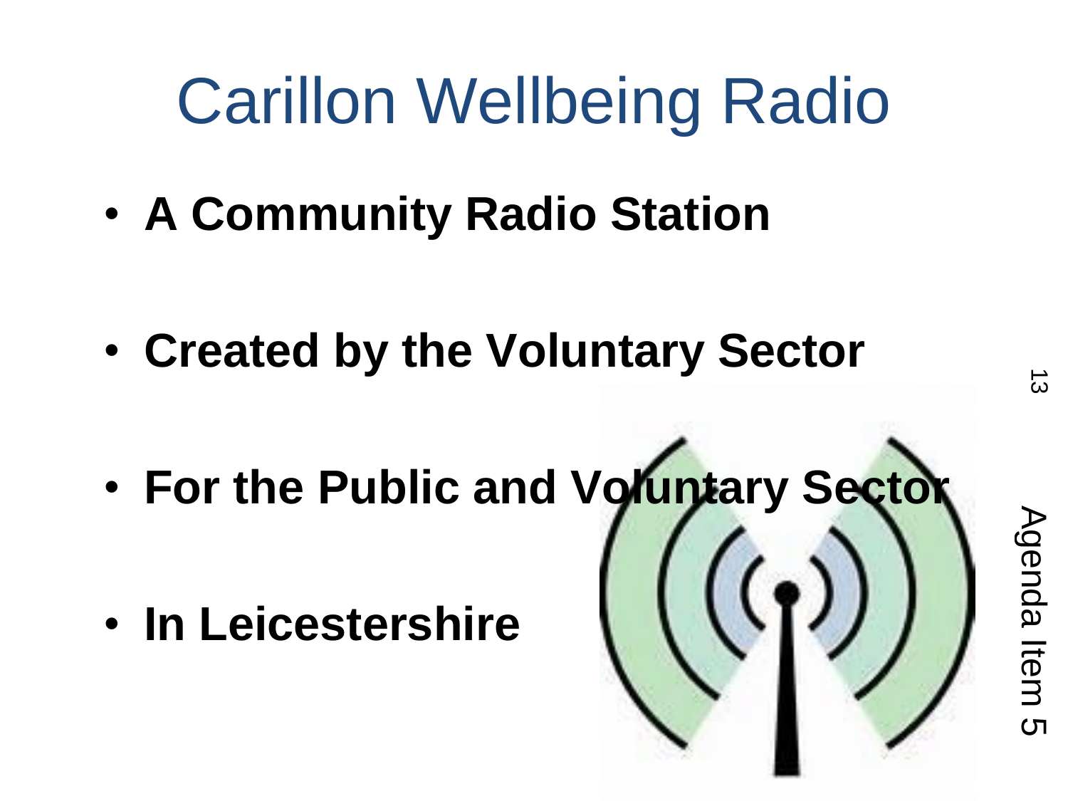# Carillon Wellbeing Radio

- **A Community Radio Station**
- **Created by the Voluntary Sector**
- **For the Public and Voluntary Sector**
- **In Leicestershire**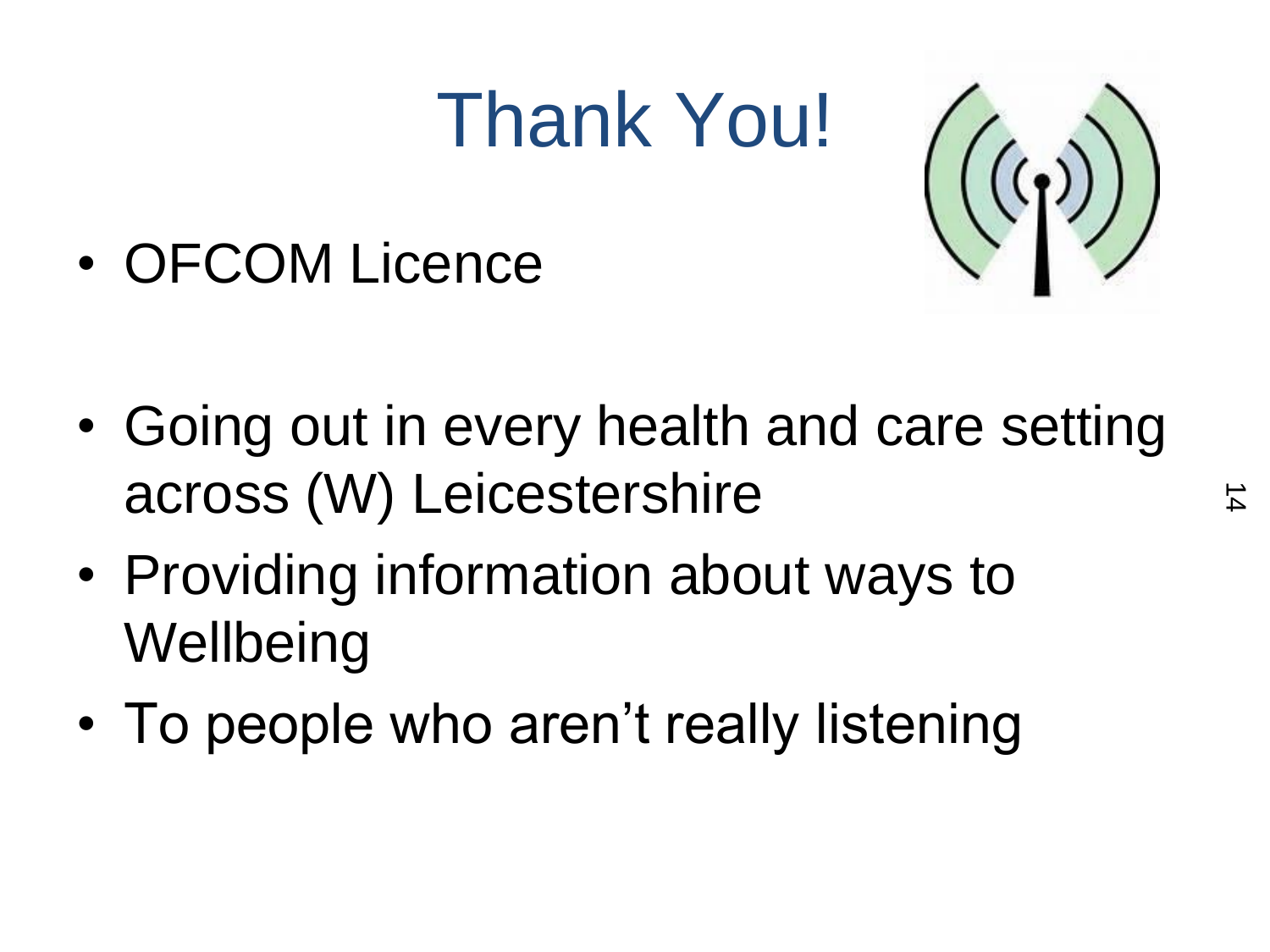# Thank You!

- OFCOM Licence

- Going out in every health and care setting across (W) Leicestershire
- Providing information about ways to Wellbeing
- To people who aren't really listening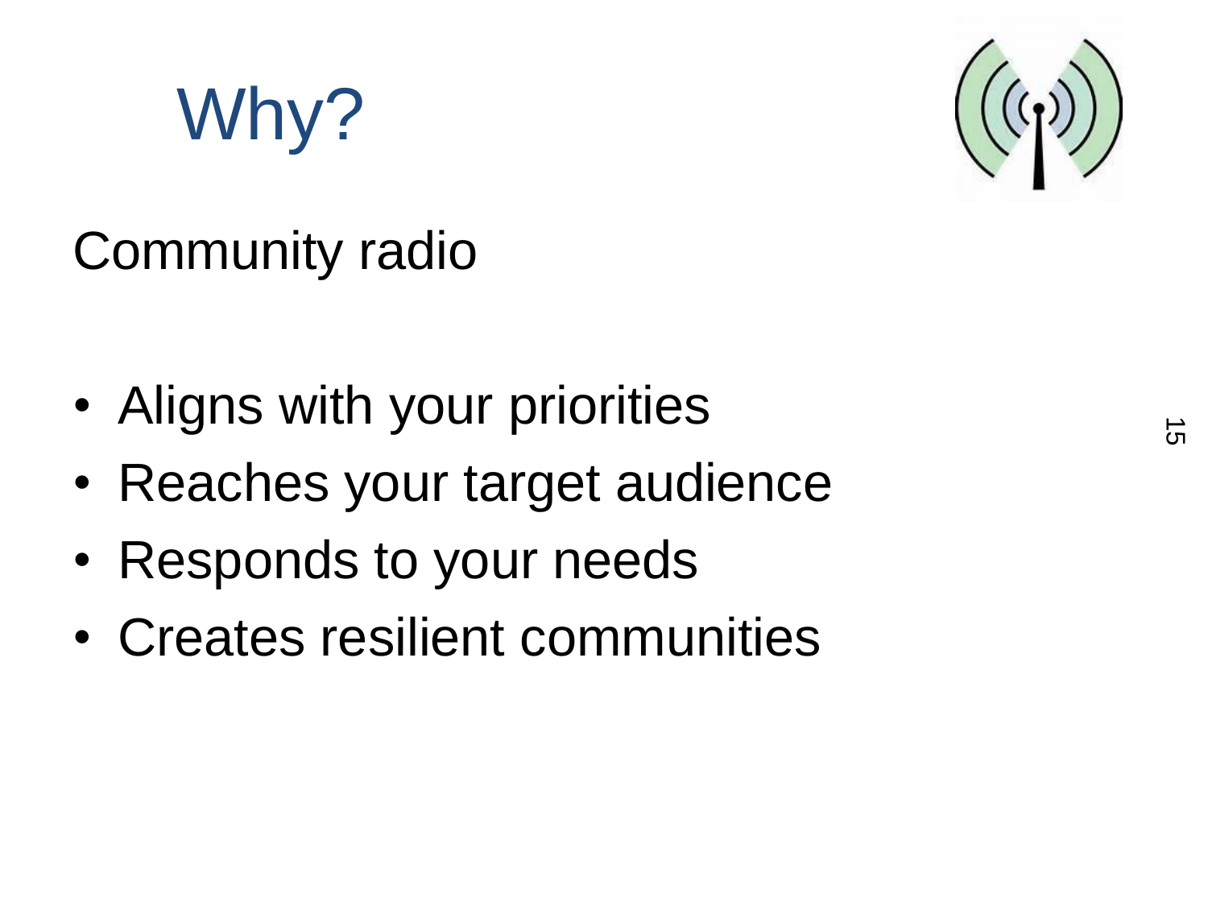# Why?

Community radio

- Aligns with your priorities
- Reaches your target audience
- Responds to your needs
- Creates resilient communities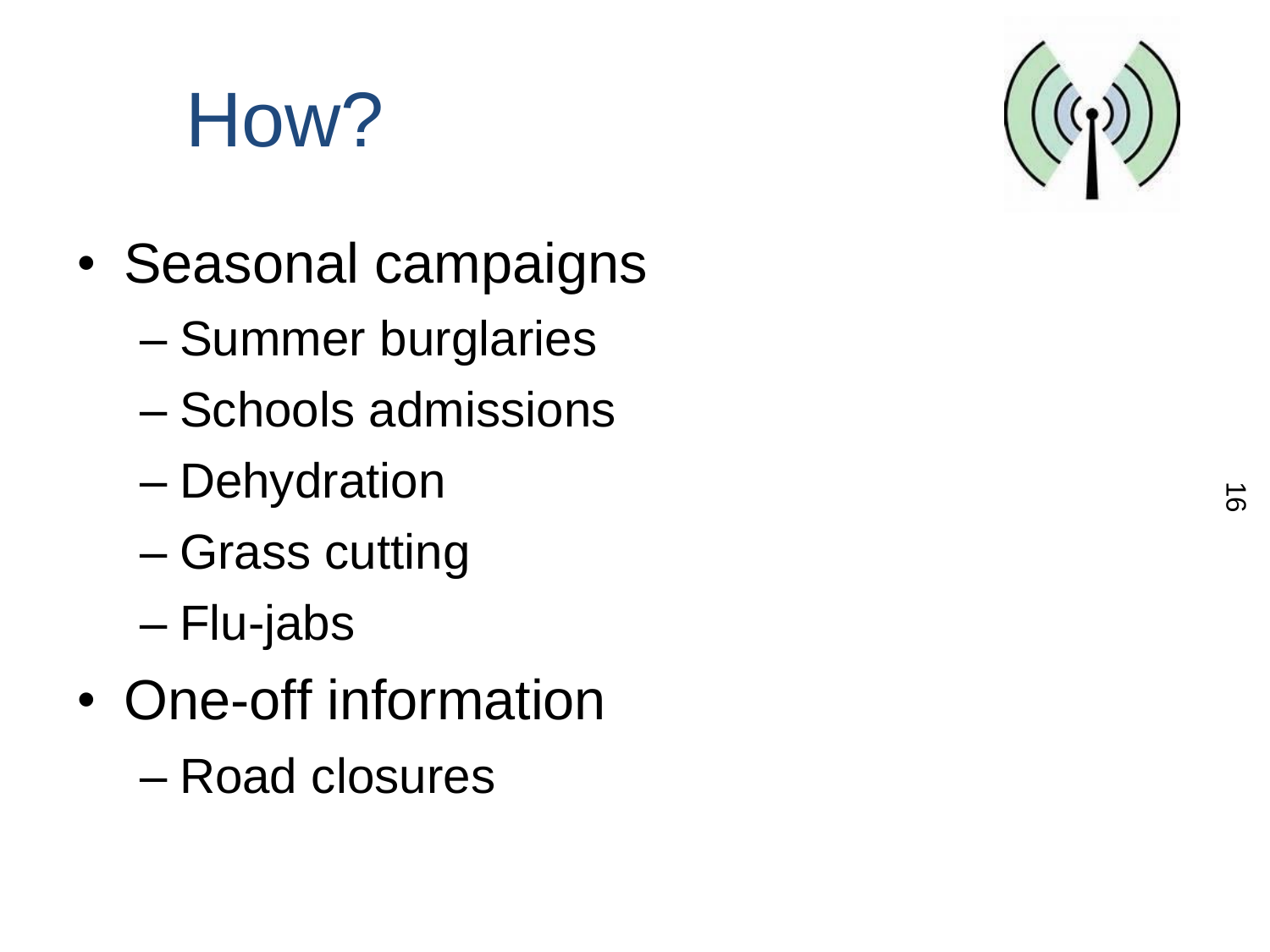# How?

- Seasonal campaigns
  - Summer burglaries
  - Schools admissions
  - Dehydration
  - Grass cutting
  - Flu-jabs
- One-off information
  - Road closures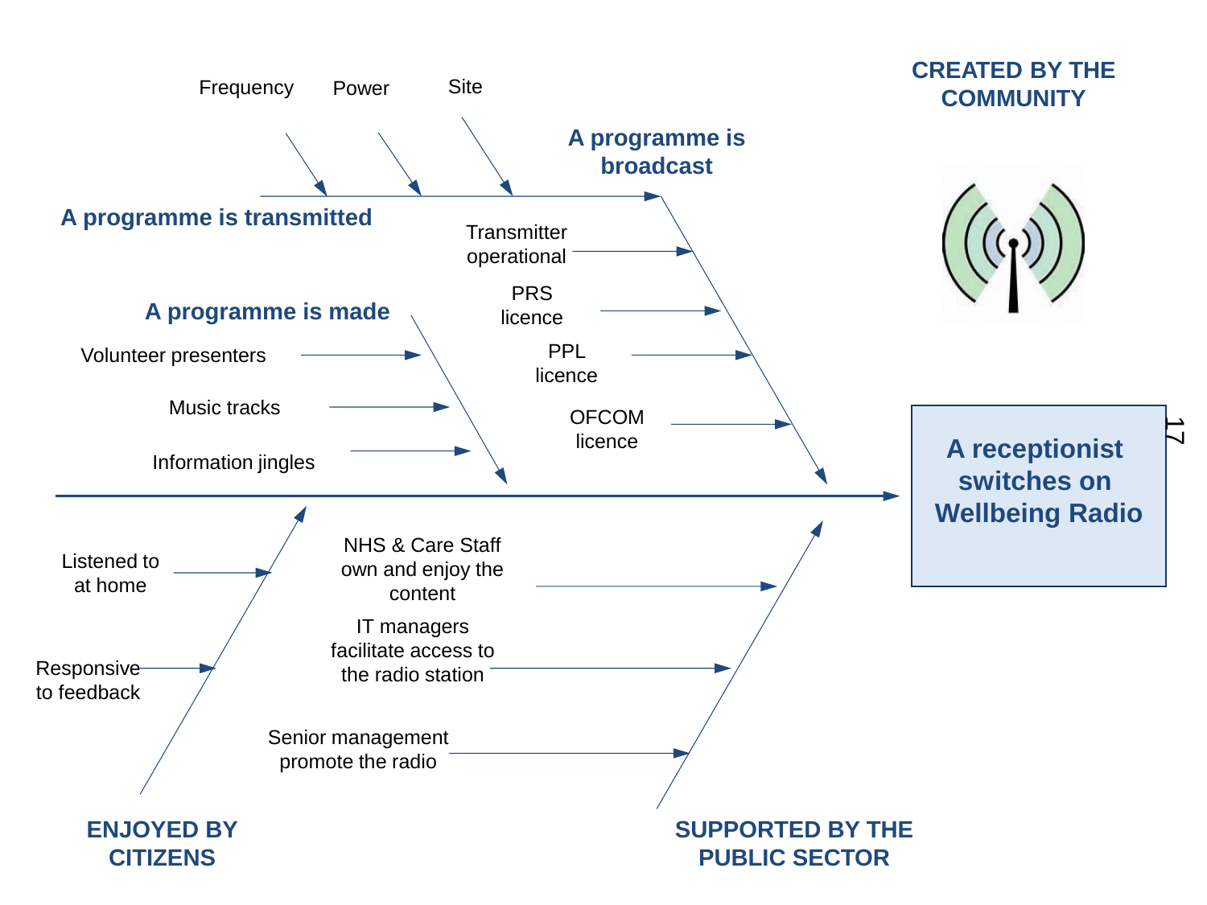**CREATED BY THE COMMUNITY**

**A programme is broadcast**

- Frequency
- Power
- Site

**A programme is transmitted**

- Transmitter operational
- PRS licence
- PPL licence
- OFCOM licence

**A programme is made**

- Volunteer presenters
- Music tracks
- Information jingles

**A receptionist switches on Wellbeing Radio**

**ENJOYED BY CITIZENS**

- Listened to at home
- Responsive to feedback

**SUPPORTED BY THE PUBLIC SECTOR**

- NHS & Care Staff own and enjoy the content
- IT managers facilitate access to the radio station
- Senior management promote the radio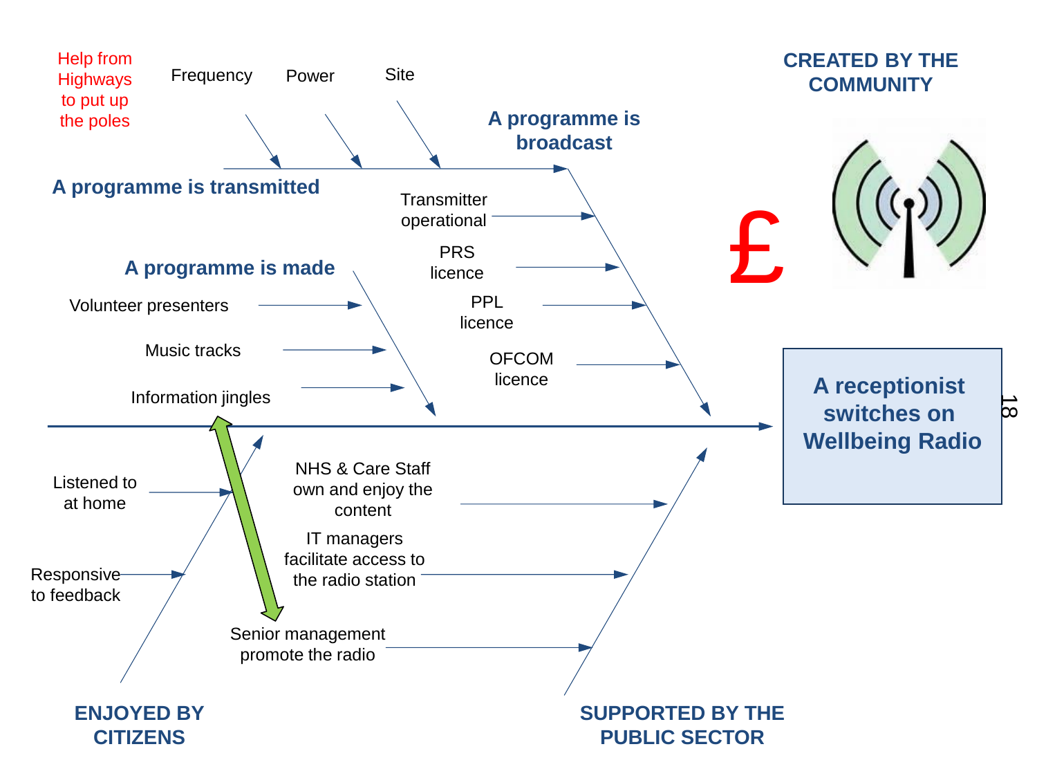CREATED BY THE COMMUNITY

£

**A programme is broadcast**

- Help from Highways to put up the poles
- Frequency
- Power
- Site

**A programme is transmitted**

- Transmitter operational
- PRS licence
- PPL licence
- OFCOM licence

**A programme is made**

- Volunteer presenters
- Music tracks
- Information jingles

**A receptionist switches on Wellbeing Radio**

**ENJOYED BY CITIZENS**

- Listened to at home
- Responsive to feedback

**SUPPORTED BY THE PUBLIC SECTOR**

- NHS & Care Staff own and enjoy the content
- IT managers facilitate access to the radio station
- Senior management promote the radio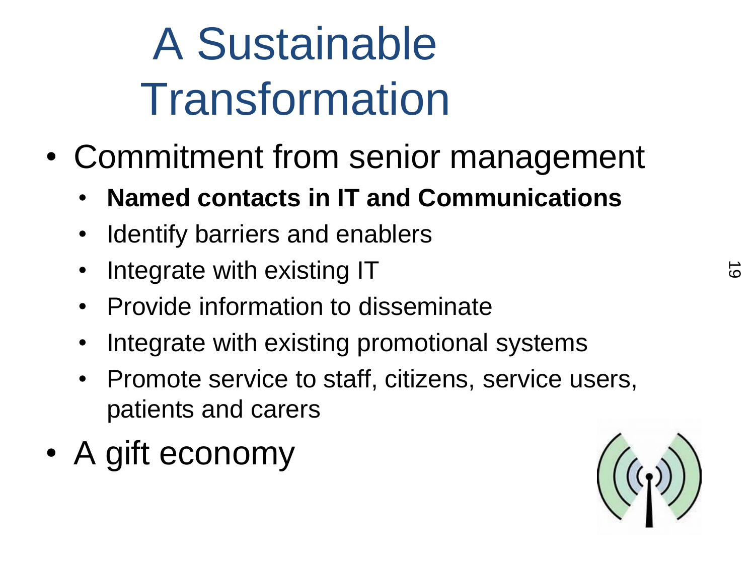# A Sustainable Transformation

- Commitment from senior management
  - **Named contacts in IT and Communications**
  - Identify barriers and enablers
  - Integrate with existing IT
  - Provide information to disseminate
  - Integrate with existing promotional systems
  - Promote service to staff, citizens, service users, patients and carers
- A gift economy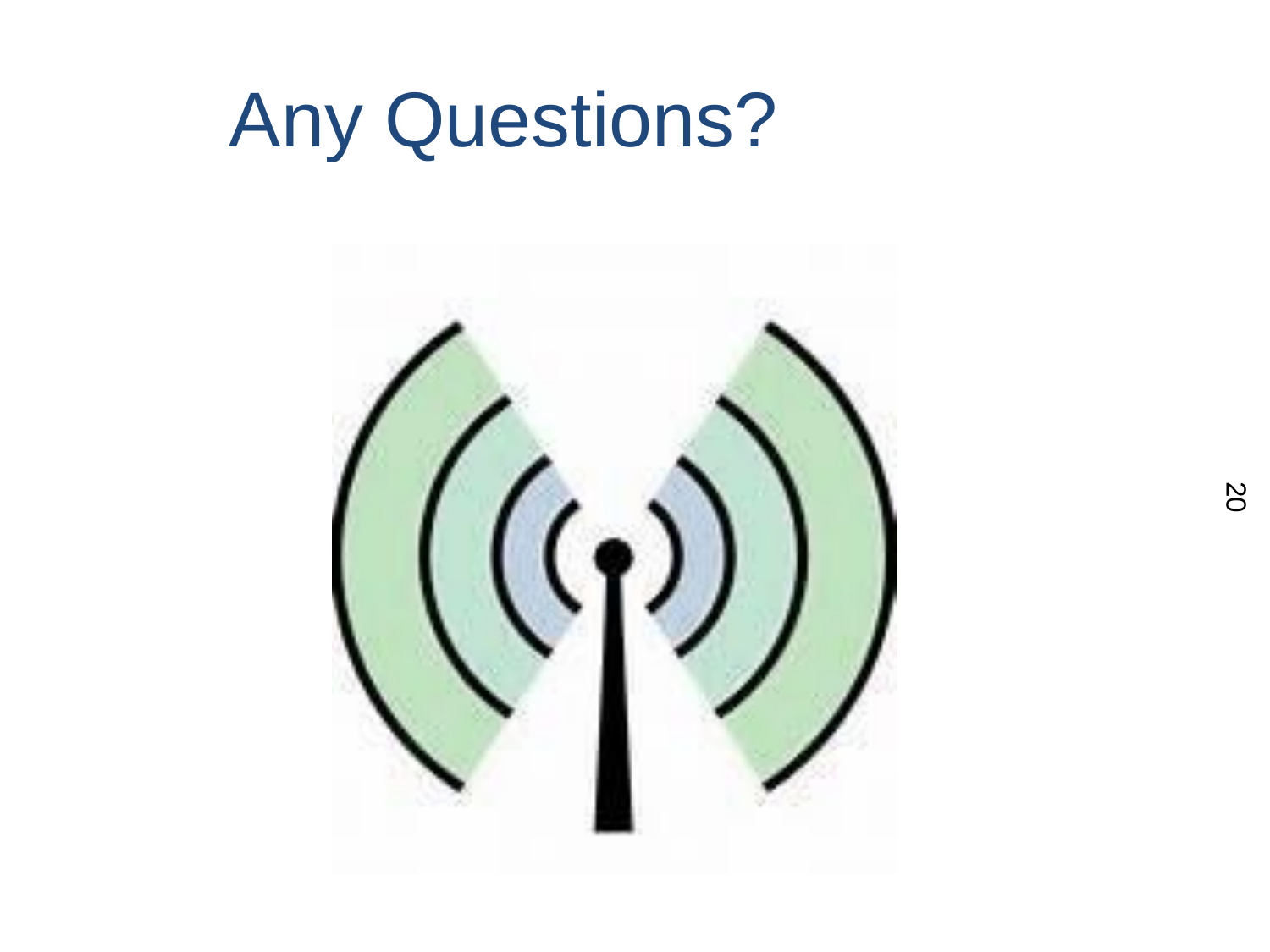# Any Questions?